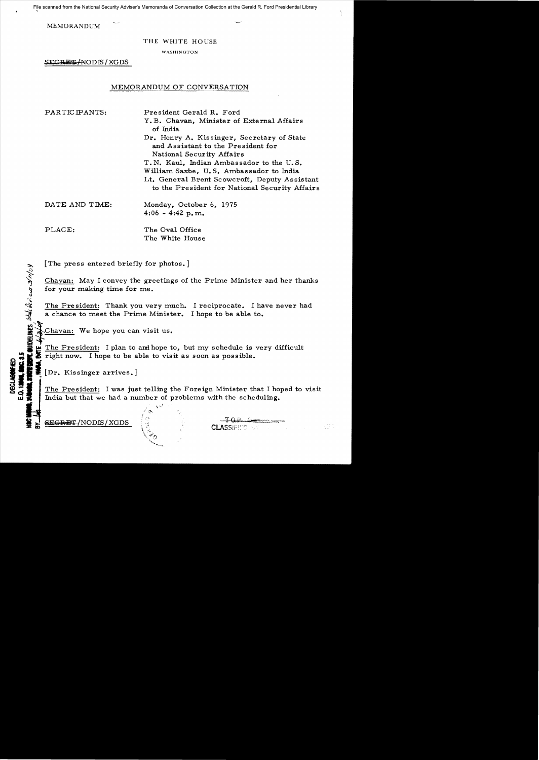File scanned from the National Security Adviser's Memoranda of Conversation Collection at the Gerald R. Ford Presidential Library

MEMORANDUM

THE WHITE HOUSE

WASHINGTON

~~SECRET~~/NODIS/XGDS

## MEMORANDUM OF CONVERSATION

PARTICIPANTS: President Gerald R. Ford
Y.B. Chavan, Minister of External Affairs of India
Dr. Henry A. Kissinger, Secretary of State and Assistant to the President for National Security Affairs
T.N. Kaul, Indian Ambassador to the U.S.
William Saxbe, U.S. Ambassador to India
Lt. General Brent Scowcroft, Deputy Assistant to the President for National Security Affairs

DATE AND TIME: Monday, October 6, 1975
4:06 - 4:42 p.m.

PLACE: The Oval Office
The White House

[The press entered briefly for photos.]

Chavan: May I convey the greetings of the Prime Minister and her thanks for your making time for me.

The President: Thank you very much. I reciprocate. I have never had a chance to meet the Prime Minister. I hope to be able to.

Chavan: We hope you can visit us.

The President: I plan to and hope to, but my schedule is very difficult right now. I hope to be able to visit as soon as possible.

[Dr. Kissinger arrives.]

The President: I was just telling the Foreign Minister that I hoped to visit India but that we had a number of problems with the scheduling.

DECLASSIFIED
E.O. 12958, SEC. 3.5
NSC MEMO, 11/24/98, STATE DEPT. GUIDELINES
BY ___ NARA, DATE ___

~~SECRET~~/NODIS/XGDS

CLASSIFIED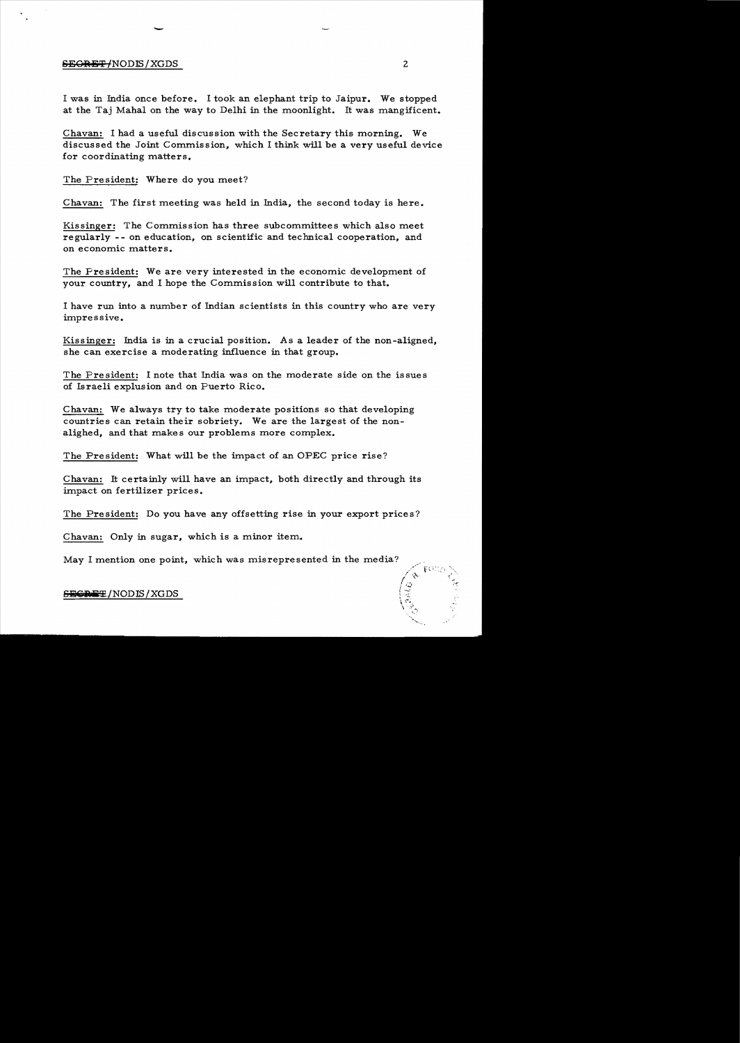I was in India once before. I took an elephant trip to Jaipur. We stopped at the Taj Mahal on the way to Delhi in the moonlight. It was mangificent.

Chavan: I had a useful discussion with the Secretary this morning. We discussed the Joint Commission, which I think will be a very useful device for coordinating matters.

The President: Where do you meet?

Chavan: The first meeting was held in India, the second today is here.

Kissinger: The Commission has three subcommittees which also meet regularly -- on education, on scientific and technical cooperation, and on economic matters.

The President: We are very interested in the economic development of your country, and I hope the Commission will contribute to that.

I have run into a number of Indian scientists in this country who are very impressive.

Kissinger: India is in a crucial position. As a leader of the non-aligned, she can exercise a moderating influence in that group.

The President: I note that India was on the moderate side on the issues of Israeli explusion and on Puerto Rico.

Chavan: We always try to take moderate positions so that developing countries can retain their sobriety. We are the largest of the non-alighed, and that makes our problems more complex.

The President: What will be the impact of an OPEC price rise?

Chavan: It certainly will have an impact, both directly and through its impact on fertilizer prices.

The President: Do you have any offsetting rise in your export prices?

Chavan: Only in sugar, which is a minor item.

May I mention one point, which was misrepresented in the media?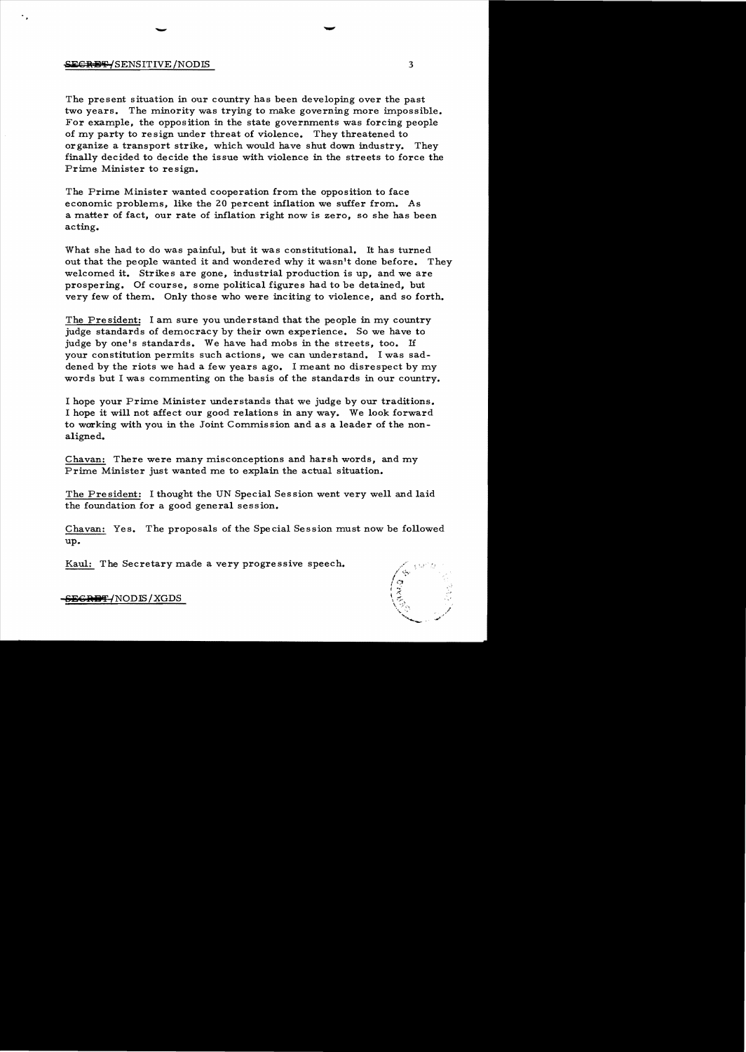The present situation in our country has been developing over the past two years. The minority was trying to make governing more impossible. For example, the opposition in the state governments was forcing people of my party to resign under threat of violence. They threatened to organize a transport strike, which would have shut down industry. They finally decided to decide the issue with violence in the streets to force the Prime Minister to resign.

The Prime Minister wanted cooperation from the opposition to face economic problems, like the 20 percent inflation we suffer from. As a matter of fact, our rate of inflation right now is zero, so she has been acting.

What she had to do was painful, but it was constitutional. It has turned out that the people wanted it and wondered why it wasn't done before. They welcomed it. Strikes are gone, industrial production is up, and we are prospering. Of course, some political figures had to be detained, but very few of them. Only those who were inciting to violence, and so forth.

The President: I am sure you understand that the people in my country judge standards of democracy by their own experience. So we have to judge by one's standards. We have had mobs in the streets, too. If your constitution permits such actions, we can understand. I was saddened by the riots we had a few years ago. I meant no disrespect by my words but I was commenting on the basis of the standards in our country.

I hope your Prime Minister understands that we judge by our traditions. I hope it will not affect our good relations in any way. We look forward to working with you in the Joint Commission and as a leader of the non-aligned.

Chavan: There were many misconceptions and harsh words, and my Prime Minister just wanted me to explain the actual situation.

The President: I thought the UN Special Session went very well and laid the foundation for a good general session.

Chavan: Yes. The proposals of the Special Session must now be followed up.

Kaul: The Secretary made a very progressive speech.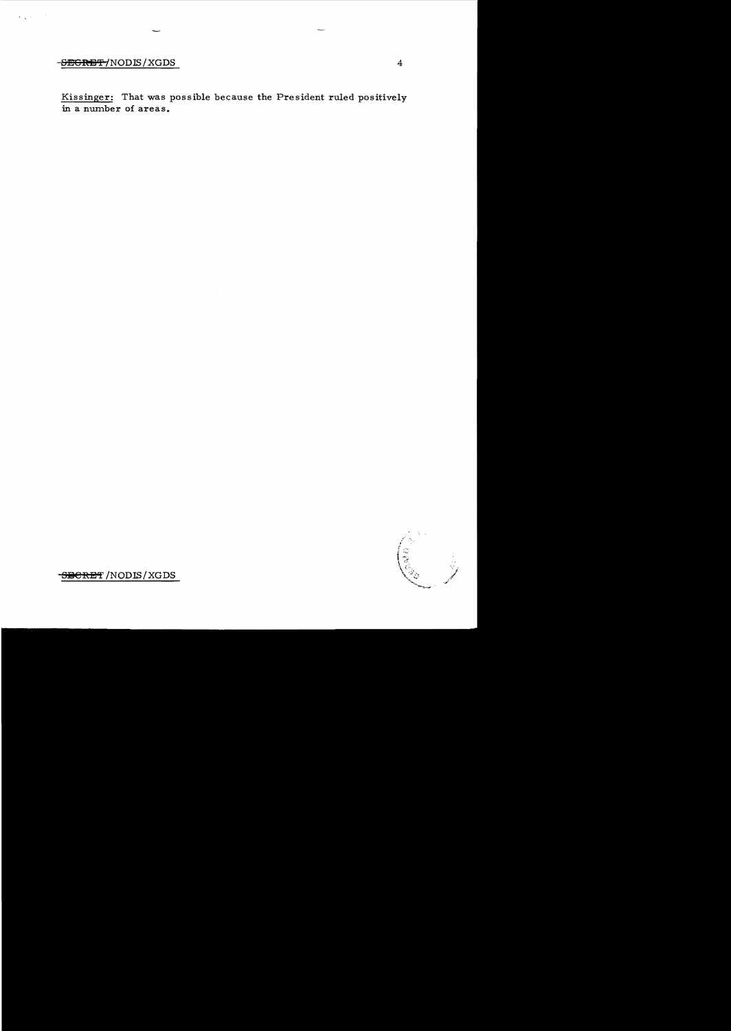Kissinger: That was possible because the President ruled positively in a number of areas.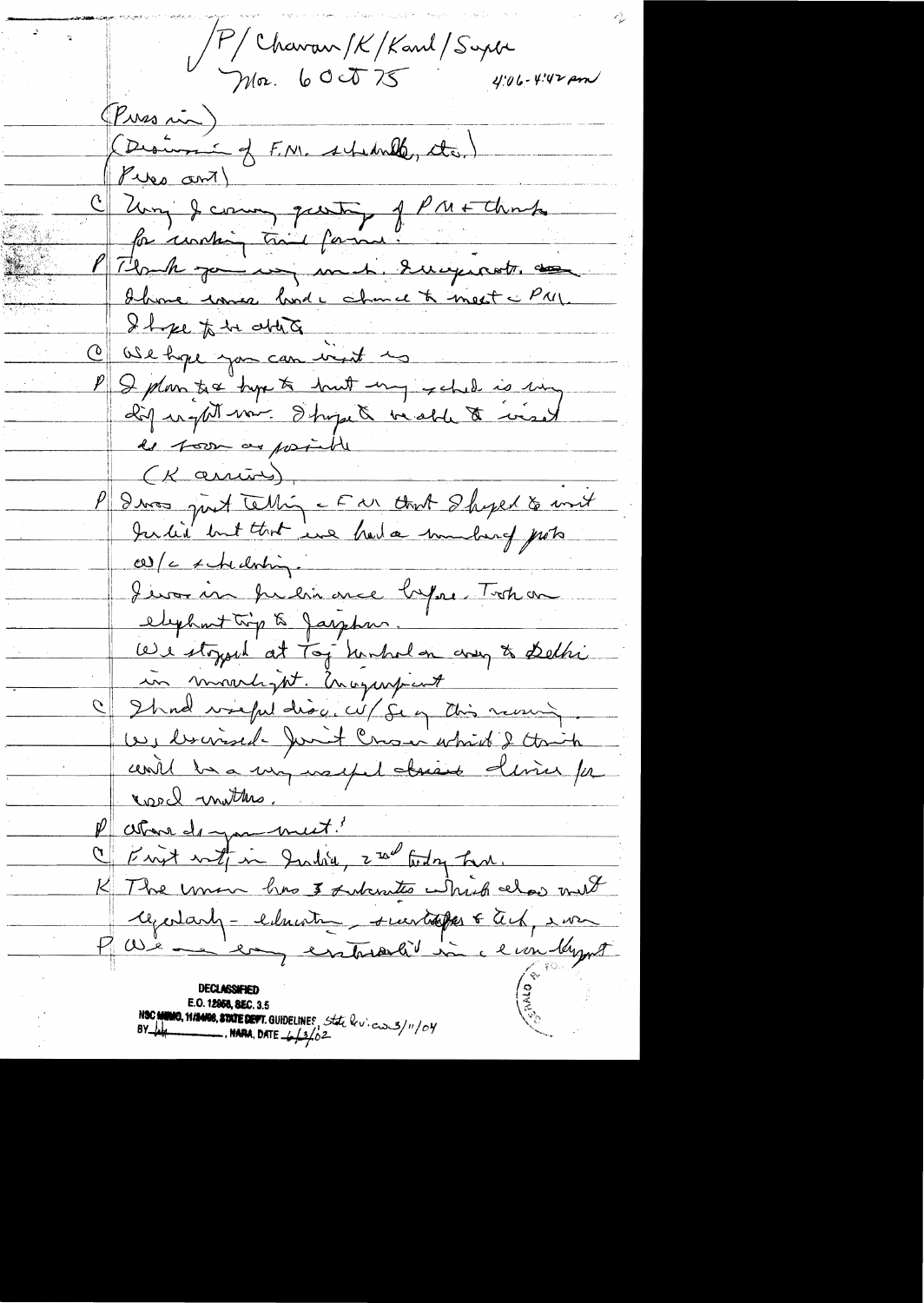P/Chavan/K/Kaul/Scowcroft
Mon. 6 Oct 75 — 4:06-4:42 pm

(Press in)
(Discussion of F.M. schedule, etc.)
(Press out)

C Bring I convey greetings of PM + thanks for working this [in] for me.

P Thank you very much. Disappointed. I have never had a chance to meet c PM. I hope to be able to.

C We hope you can visit us.

P I plan to & hope to but my schedule is very difficult right now. I hope to be able to visit as soon as possible.

(K arrives)

P I was just telling c F.M. that I hoped to visit India but that we had a number of probs w/c scheduling.
I was in India once before. Took an elephant trip to Jaipur.
We stopped at Taj Mahal on way to Delhi in moonlight. Magnificent.

C I had useful disc. w/ Sec this morning. We discussed Joint Comm which I think will be a very useful device for good relations.

P Where do you meet?

C First mtg in India, 2nd today here.

K The comm has 3 subcomms which also met yesterday — education, scientific & tech, econ.

P We are very interested in c economic dev't

DECLASSIFIED
E.O. 12958, SEC. 3.5
NSC MEMO, 11/24/98, STATE DEPT. GUIDELINES, State Rev. 3/11/04
BY ___, NARA, DATE 6/3/02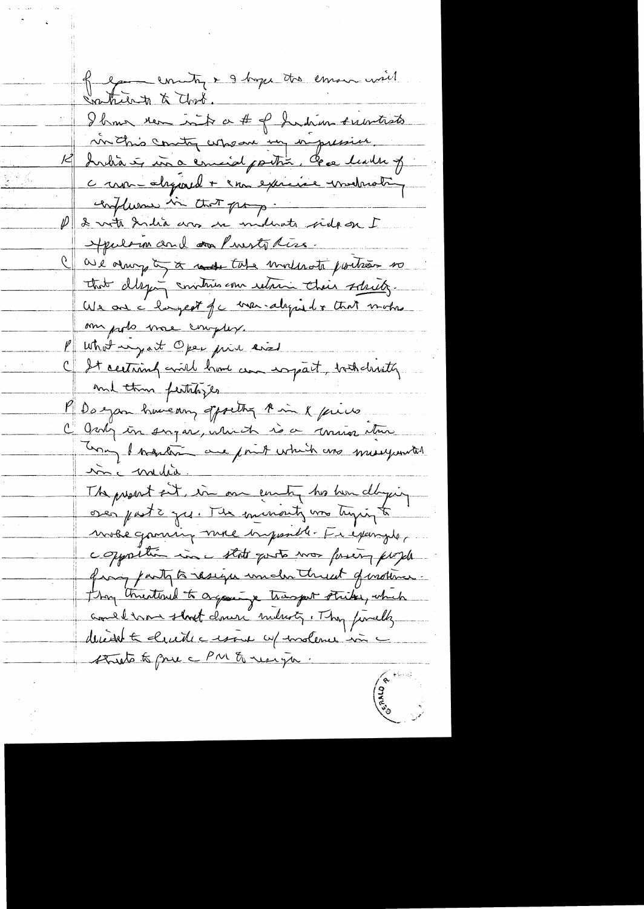of your country & I hope the erosion will contribute to that.

I have seen quite a # of Indian scientists in this country who are very impressive.

K India is in a crucial position. As a leader of the non-aligned + can exercise moderating influence in that group.

P & with India are on moderate side on I [?] Speculation and on Puerto Rico.

C We always try to take moderate position so that developing countries can retain their solidarity. We are the largest of the non-aligned & that makes our job more complex.

P What impact Oper price rise

C It certainly will have an impact, both directly and thru fertilizer.

P Do you have any offsetting ↑ in X prices

C Only in sugar, which is a minor item. Only I mention one point which was misrepresented in the media.

The present sit. in our country has been developing over past 2 yrs. The minority was trying to make governing more impossible. For example, the opposition in the state govts was forcing people from party to resign under threat of violence. They threatened to organize transport strikes, which would have shut down industry. They finally decided to decide the issue w/ violence in the streets to force the PM to resign.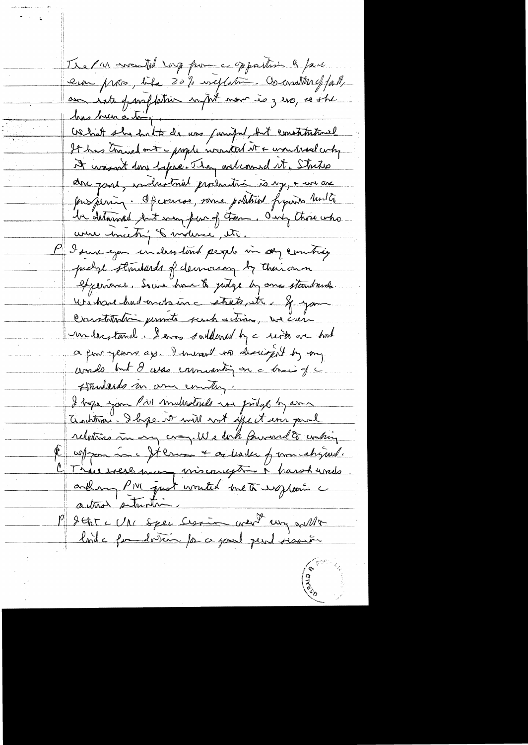The PM wanted Cong[ress] from a opposition to pass econ prog, like 20% inflation. As matter of fact, an rate of inflation right now is zero, so she has been acting.

What she had to do was painful, but constitutional. It has turned out a people wanted it & would not only it wasn't done before. They welcomed it. Strikes are gone, industrial production is up, & we are prospering. Of course, some political figures had to be detained, but very few of them. Only those who were inciting to violence, etc.

P I sure you understand people in any country judge standards of democracy by their own experience. So we have to judge by our standards. We have had riots in a streets, etc. If your Constitution permits such action, we can understand. I was saddened by a riots we had a few years ago. I meant no disrespect by my words but I was commenting on a basis of a standards in our country.

I hope your PM understands we judge by our traditions. I hope it will not affect our good relations in any way. We look forward to working w/ you in a UN & as leader of non-aligned.

C There were many misconceptions & harsh words and my PM just wanted me to explain a actual situation.

P I think a UN Spec Session went very well & laid a foundation for a good fall session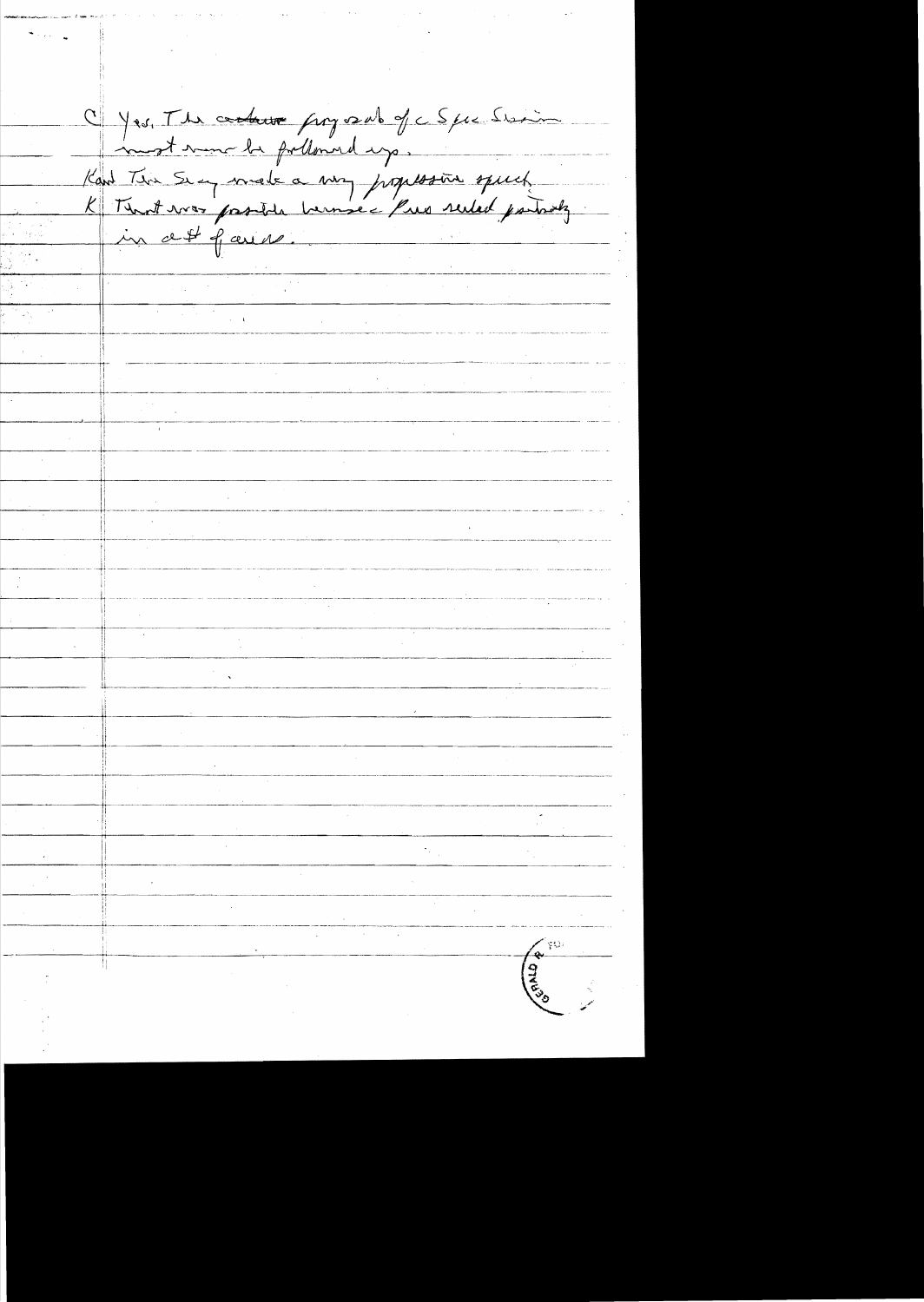C Yes. The [?] proposals of c Spec Session must now be followed up.

Kiss The Secy made a very impressive speech.

K That was possible because Pres. [?] ceded partially in aid of cause.